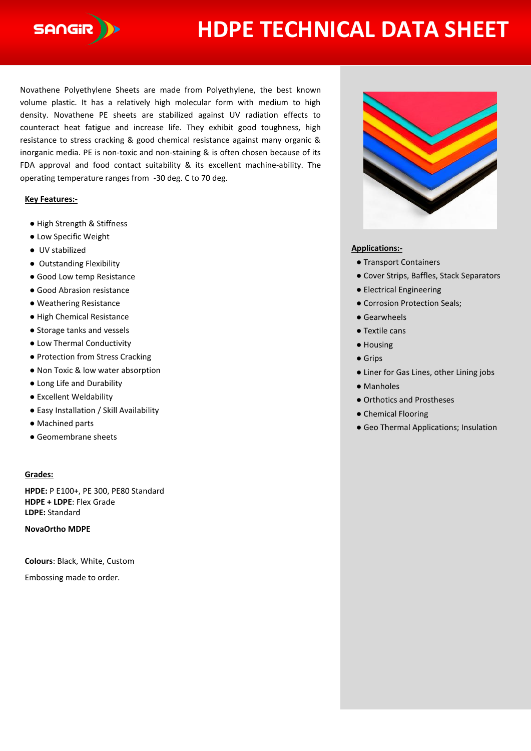# HDPE TECHNICAL DATA SHEET

Novathene Polyethylene Sheets are made from Polyethylene, the best known volume plastic. It has a relatively high molecular form with medium to high density. Novathene PE sheets are stabilized against UV radiation effects to counteract heat fatigue and increase life. They exhibit good toughness, high resistance to stress cracking & good chemical resistance against many organic & inorganic media. PE is non-toxic and non-staining & is often chosen because of its FDA approval and food contact suitability & its excellent machine-ability. The operating temperature ranges from -30 deg. C to 70 deg.

**Key Features:-**

- High Strength & Stiffness
- Low Specific Weight
- UV stabilized
- Outstanding Flexibility
- Good Low temp Resistance
- Good Abrasion resistance
- Weathering Resistance
- High Chemical Resistance
- Storage tanks and vessels
- Low Thermal Conductivity
- Protection from Stress Cracking
- Non Toxic & low water absorption
- Long Life and Durability
- Excellent Weldability
- Easy Installation / Skill Availability
- Machined parts
- Geomembrane sheets

**Grades:**

**HPDE:** P E100+, PE 300, PE80 Standard
**HDPE + LDPE**: Flex Grade
**LDPE:** Standard

**NovaOrtho MDPE**

**Colours**: Black, White, Custom

Embossing made to order.

**Applications:-**

- Transport Containers
- Cover Strips, Baffles, Stack Separators
- Electrical Engineering
- Corrosion Protection Seals;
- Gearwheels
- Textile cans
- Housing
- Grips
- Liner for Gas Lines, other Lining jobs
- Manholes
- Orthotics and Prostheses
- Chemical Flooring
- Geo Thermal Applications; Insulation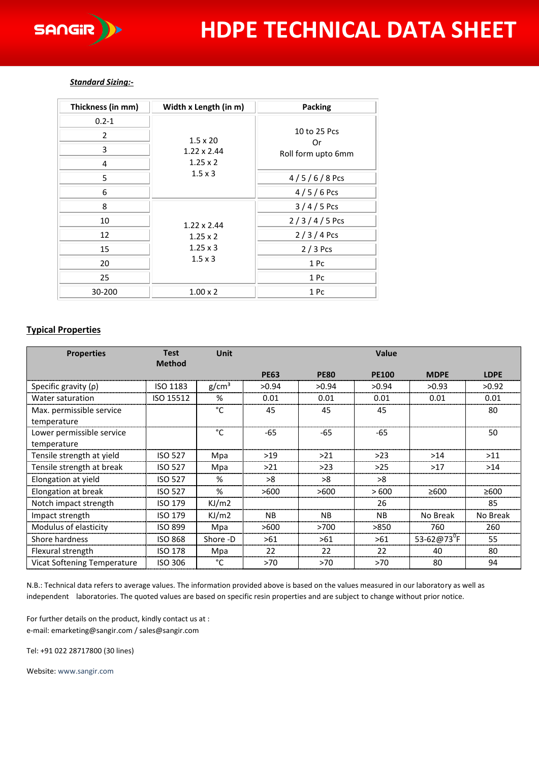# HDPE TECHNICAL DATA SHEET

***Standard Sizing:-***

| Thickness (in mm) | Width x Length (in m) | Packing |
|---|---|---|
| 0.2-1 | 1.5 x 20<br>1.22 x 2.44<br>1.25 x 2<br>1.5 x 3 | 10 to 25 Pcs<br>Or<br>Roll form upto 6mm |
| 2 | | |
| 3 | | |
| 4 | | |
| 5 | | 4 / 5 / 6 / 8 Pcs |
| 6 | | 4 / 5 / 6 Pcs |
| 8 | 1.22 x 2.44<br>1.25 x 2<br>1.25 x 3<br>1.5 x 3 | 3 / 4 / 5 Pcs |
| 10 | | 2 / 3 / 4 / 5 Pcs |
| 12 | | 2 / 3 / 4 Pcs |
| 15 | | 2 / 3 Pcs |
| 20 | | 1 Pc |
| 25 | | 1 Pc |
| 30-200 | 1.00 x 2 | 1 Pc |

## Typical Properties

| Properties | Test Method | Unit | Value | | | | |
|---|---|---|---|---|---|---|---|
| | | | PE63 | PE80 | PE100 | MDPE | LDPE |
| Specific gravity (ρ) | ISO 1183 | g/cm³ | >0.94 | >0.94 | >0.94 | >0.93 | >0.92 |
| Water saturation | ISO 15512 | % | 0.01 | 0.01 | 0.01 | 0.01 | 0.01 |
| Max. permissible service temperature | | °C | 45 | 45 | 45 | | 80 |
| Lower permissible service temperature | | °C | -65 | -65 | -65 | | 50 |
| Tensile strength at yield | ISO 527 | Mpa | >19 | >21 | >23 | >14 | >11 |
| Tensile strength at break | ISO 527 | Mpa | >21 | >23 | >25 | >17 | >14 |
| Elongation at yield | ISO 527 | % | >8 | >8 | >8 | | |
| Elongation at break | ISO 527 | % | >600 | >600 | > 600 | ≥600 | ≥600 |
| Notch impact strength | ISO 179 | KJ/m2 | | | 26 | | 85 |
| Impact strength | ISO 179 | KJ/m2 | NB | NB | NB | No Break | No Break |
| Modulus of elasticity | ISO 899 | Mpa | >600 | >700 | >850 | 760 | 260 |
| Shore hardness | ISO 868 | Shore -D | >61 | >61 | >61 | 53-62@73°F | 55 |
| Flexural strength | ISO 178 | Mpa | 22 | 22 | 22 | 40 | 80 |
| Vicat Softening Temperature | ISO 306 | °C | >70 | >70 | >70 | 80 | 94 |

N.B.: Technical data refers to average values. The information provided above is based on the values measured in our laboratory as well as independent laboratories. The quoted values are based on specific resin properties and are subject to change without prior notice.

For further details on the product, kindly contact us at :
e-mail: emarketing@sangir.com / sales@sangir.com

Tel: +91 022 28717800 (30 lines)

Website: www.sangir.com